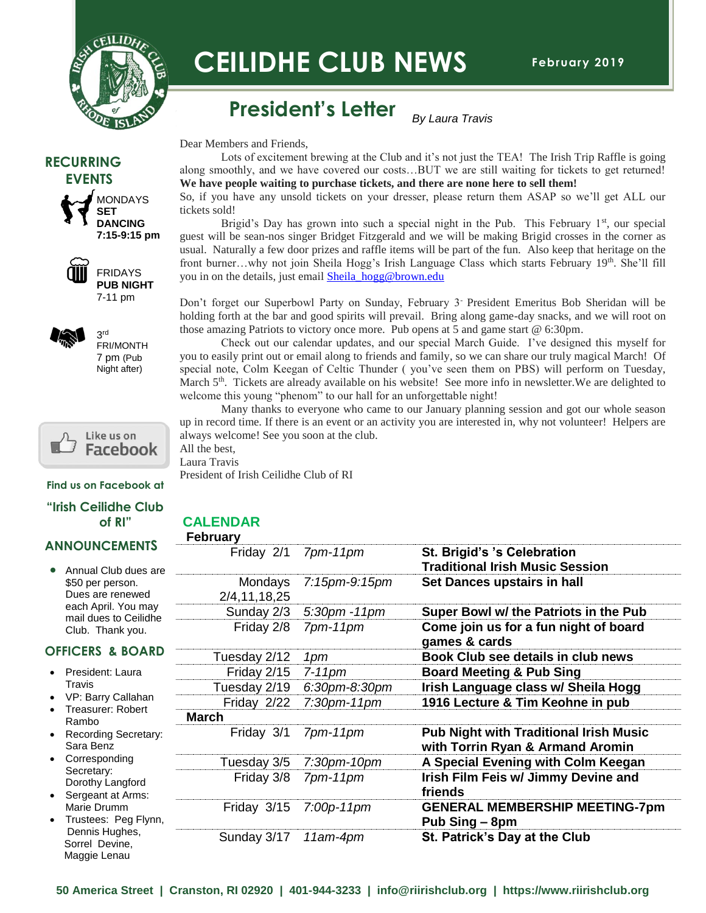# CEILIDHE CLUB NEWS

February 2019

## President's Letter

*By Laura Travis*

Dear Members and Friends,

Lots of excitement brewing at the Club and it's not just the TEA! The Irish Trip Raffle is going along smoothly, and we have covered our costs…BUT we are still waiting for tickets to get returned! **We have people waiting to purchase tickets, and there are none here to sell them!** So, if you have any unsold tickets on your dresser, please return them ASAP so we'll get ALL our tickets sold!

Brigid's Day has grown into such a special night in the Pub. This February 1st, our special guest will be sean-nos singer Bridget Fitzgerald and we will be making Brigid crosses in the corner as usual. Naturally a few door prizes and raffle items will be part of the fun. Also keep that heritage on the front burner…why not join Sheila Hogg's Irish Language Class which starts February 19th. She'll fill you in on the details, just email Sheila_hogg@brown.edu

Don't forget our Superbowl Party on Sunday, February 3- President Emeritus Bob Sheridan will be holding forth at the bar and good spirits will prevail. Bring along game-day snacks, and we will root on those amazing Patriots to victory once more. Pub opens at 5 and game start @ 6:30pm.

Check out our calendar updates, and our special March Guide. I've designed this myself for you to easily print out or email along to friends and family, so we can share our truly magical March! Of special note, Colm Keegan of Celtic Thunder ( you've seen them on PBS) will perform on Tuesday, March 5th. Tickets are already available on his website! See more info in newsletter.We are delighted to welcome this young "phenom" to our hall for an unforgettable night!

Many thanks to everyone who came to our January planning session and got our whole season up in record time. If there is an event or an activity you are interested in, why not volunteer! Helpers are always welcome! See you soon at the club.

All the best,
Laura Travis
President of Irish Ceilidhe Club of RI

## RECURRING EVENTS

- MONDAYS **SET DANCING 7:15-9:15 pm**
- FRIDAYS **PUB NIGHT** 7-11 pm
- 3rd FRI/MONTH 7 pm (Pub Night after)

Like us on Facebook

Find us on Facebook at "Irish Ceilidhe Club of RI"

## ANNOUNCEMENTS

- Annual Club dues are $50 per person. Dues are renewed each April. You may mail dues to Ceilidhe Club. Thank you.

## OFFICERS & BOARD

- President: Laura Travis
- VP: Barry Callahan
- Treasurer: Robert Rambo
- Recording Secretary: Sara Benz
- Corresponding Secretary: Dorothy Langford
- Sergeant at Arms: Marie Drumm
- Trustees: Peg Flynn, Dennis Hughes, Sorrel Devine, Maggie Lenau

## CALENDAR

| | | |
|---|---|---|
| **February** | | |
| Friday 2/1 | *7pm-11pm* | **St. Brigid's 's Celebration Traditional Irish Music Session** |
| Mondays 2/4,11,18,25 | *7:15pm-9:15pm* | **Set Dances upstairs in hall** |
| Sunday 2/3 | *5:30pm -11pm* | **Super Bowl w/ the Patriots in the Pub** |
| Friday 2/8 | *7pm-11pm* | **Come join us for a fun night of board games & cards** |
| Tuesday 2/12 | *1pm* | **Book Club see details in club news** |
| Friday 2/15 | *7-11pm* | **Board Meeting & Pub Sing** |
| Tuesday 2/19 | *6:30pm-8:30pm* | **Irish Language class w/ Sheila Hogg** |
| Friday 2/22 | *7:30pm-11pm* | **1916 Lecture & Tim Keohne in pub** |
| **March** | | |
| Friday 3/1 | *7pm-11pm* | **Pub Night with Traditional Irish Music with Torrin Ryan & Armand Aromin** |
| Tuesday 3/5 | *7:30pm-10pm* | **A Special Evening with Colm Keegan** |
| Friday 3/8 | *7pm-11pm* | **Irish Film Feis w/ Jimmy Devine and friends** |
| Friday 3/15 | *7:00p-11pm* | **GENERAL MEMBERSHIP MEETING-7pm Pub Sing – 8pm** |
| Sunday 3/17 | *11am-4pm* | **St. Patrick's Day at the Club** |

**50 America Street | Cranston, RI 02920 | 401-944-3233 | info@riirishclub.org | https://www.riirishclub.org**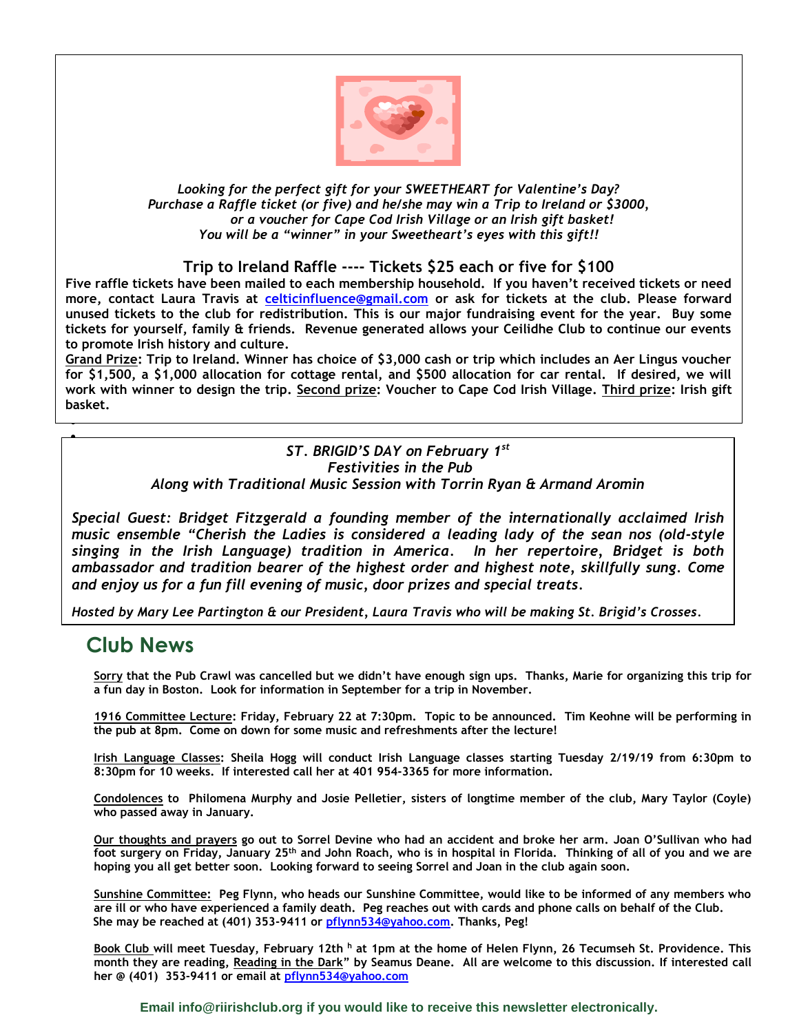*Looking for the perfect gift for your SWEETHEART for Valentine's Day?*
*Purchase a Raffle ticket (or five) and he/she may win a Trip to Ireland or $3000,*
*or a voucher for Cape Cod Irish Village or an Irish gift basket!*
*You will be a "winner" in your Sweetheart's eyes with this gift!!*

## Trip to Ireland Raffle ---- Tickets $25 each or five for $100

**Five raffle tickets have been mailed to each membership household. If you haven't received tickets or need more, contact Laura Travis at celticinfluence@gmail.com or ask for tickets at the club. Please forward unused tickets to the club for redistribution. This is our major fundraising event for the year. Buy some tickets for yourself, family & friends. Revenue generated allows your Ceilidhe Club to continue our events to promote Irish history and culture.**

**Grand Prize: Trip to Ireland. Winner has choice of $3,000 cash or trip which includes an Aer Lingus voucher for $1,500, a $1,000 allocation for cottage rental, and $500 allocation for car rental. If desired, we will work with winner to design the trip. Second prize: Voucher to Cape Cod Irish Village. Third prize: Irish gift basket.**

*ST. BRIGID'S DAY on February 1st*
*Festivities in the Pub*
*Along with Traditional Music Session with Torrin Ryan & Armand Aromin*

*Special Guest: Bridget Fitzgerald a founding member of the internationally acclaimed Irish music ensemble "Cherish the Ladies is considered a leading lady of the sean nos (old-style singing in the Irish Language) tradition in America. In her repertoire, Bridget is both ambassador and tradition bearer of the highest order and highest note, skillfully sung. Come and enjoy us for a fun fill evening of music, door prizes and special treats.*

*Hosted by Mary Lee Partington & our President, Laura Travis who will be making St. Brigid's Crosses.*

## Club News

**Sorry that the Pub Crawl was cancelled but we didn't have enough sign ups. Thanks, Marie for organizing this trip for a fun day in Boston. Look for information in September for a trip in November.**

**1916 Committee Lecture: Friday, February 22 at 7:30pm. Topic to be announced. Tim Keohne will be performing in the pub at 8pm. Come on down for some music and refreshments after the lecture!**

**Irish Language Classes: Sheila Hogg will conduct Irish Language classes starting Tuesday 2/19/19 from 6:30pm to 8:30pm for 10 weeks. If interested call her at 401 954-3365 for more information.**

**Condolences to Philomena Murphy and Josie Pelletier, sisters of longtime member of the club, Mary Taylor (Coyle) who passed away in January.**

**Our thoughts and prayers go out to Sorrel Devine who had an accident and broke her arm. Joan O'Sullivan who had foot surgery on Friday, January 25th and John Roach, who is in hospital in Florida. Thinking of all of you and we are hoping you all get better soon. Looking forward to seeing Sorrel and Joan in the club again soon.**

**Sunshine Committee: Peg Flynn, who heads our Sunshine Committee, would like to be informed of any members who are ill or who have experienced a family death. Peg reaches out with cards and phone calls on behalf of the Club. She may be reached at (401) 353-9411 or pflynn534@yahoo.com. Thanks, Peg!**

**Book Club will meet Tuesday, February 12th h at 1pm at the home of Helen Flynn, 26 Tecumseh St. Providence. This month they are reading, Reading in the Dark" by Seamus Deane. All are welcome to this discussion. If interested call her @ (401) 353-9411 or email at pflynn534@yahoo.com**

**Email info@riirishclub.org if you would like to receive this newsletter electronically.**